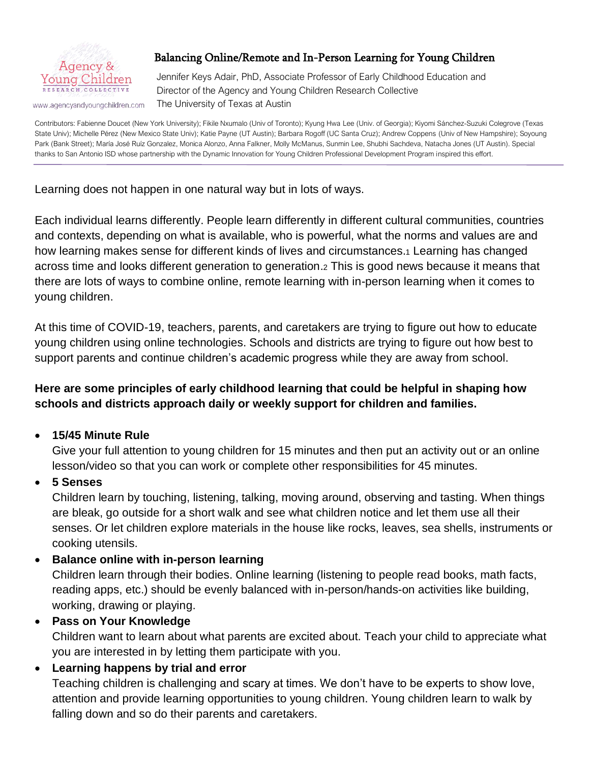Agency & Young Children
RESEARCH COLLECTIVE
www.agencyandyoungchildren.com

# Balancing Online/Remote and In-Person Learning for Young Children

Jennifer Keys Adair, PhD, Associate Professor of Early Childhood Education and Director of the Agency and Young Children Research Collective
The University of Texas at Austin

Contributors: Fabienne Doucet (New York University); Fikile Nxumalo (Univ of Toronto); Kyung Hwa Lee (Univ. of Georgia); Kiyomi Sánchez-Suzuki Colegrove (Texas State Univ); Michelle Pérez (New Mexico State Univ); Katie Payne (UT Austin); Barbara Rogoff (UC Santa Cruz); Andrew Coppens (Univ of New Hampshire); Soyoung Park (Bank Street); María José Ruíz Gonzalez, Monica Alonzo, Anna Falkner, Molly McManus, Sunmin Lee, Shubhi Sachdeva, Natacha Jones (UT Austin). Special thanks to San Antonio ISD whose partnership with the Dynamic Innovation for Young Children Professional Development Program inspired this effort.

---

Learning does not happen in one natural way but in lots of ways.

Each individual learns differently. People learn differently in different cultural communities, countries and contexts, depending on what is available, who is powerful, what the norms and values are and how learning makes sense for different kinds of lives and circumstances.[1] Learning has changed across time and looks different generation to generation.[2] This is good news because it means that there are lots of ways to combine online, remote learning with in-person learning when it comes to young children.

At this time of COVID-19, teachers, parents, and caretakers are trying to figure out how to educate young children using online technologies. Schools and districts are trying to figure out how best to support parents and continue children's academic progress while they are away from school.

**Here are some principles of early childhood learning that could be helpful in shaping how schools and districts approach daily or weekly support for children and families.**

- **15/45 Minute Rule**
  Give your full attention to young children for 15 minutes and then put an activity out or an online lesson/video so that you can work or complete other responsibilities for 45 minutes.
- **5 Senses**
  Children learn by touching, listening, talking, moving around, observing and tasting. When things are bleak, go outside for a short walk and see what children notice and let them use all their senses. Or let children explore materials in the house like rocks, leaves, sea shells, instruments or cooking utensils.
- **Balance online with in-person learning**
  Children learn through their bodies. Online learning (listening to people read books, math facts, reading apps, etc.) should be evenly balanced with in-person/hands-on activities like building, working, drawing or playing.
- **Pass on Your Knowledge**
  Children want to learn about what parents are excited about. Teach your child to appreciate what you are interested in by letting them participate with you.
- **Learning happens by trial and error**
  Teaching children is challenging and scary at times. We don't have to be experts to show love, attention and provide learning opportunities to young children. Young children learn to walk by falling down and so do their parents and caretakers.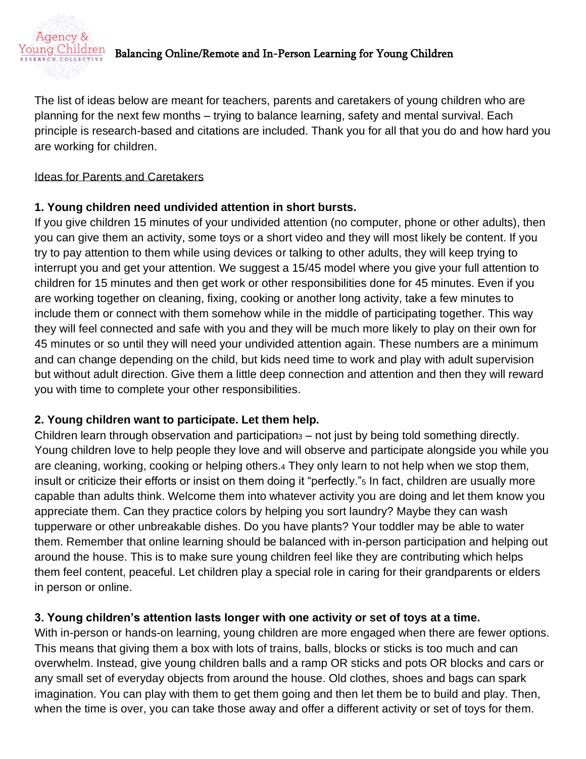# Balancing Online/Remote and In-Person Learning for Young Children

The list of ideas below are meant for teachers, parents and caretakers of young children who are planning for the next few months – trying to balance learning, safety and mental survival. Each principle is research-based and citations are included. Thank you for all that you do and how hard you are working for children.

## Ideas for Parents and Caretakers

**1. Young children need undivided attention in short bursts.**

If you give children 15 minutes of your undivided attention (no computer, phone or other adults), then you can give them an activity, some toys or a short video and they will most likely be content. If you try to pay attention to them while using devices or talking to other adults, they will keep trying to interrupt you and get your attention. We suggest a 15/45 model where you give your full attention to children for 15 minutes and then get work or other responsibilities done for 45 minutes. Even if you are working together on cleaning, fixing, cooking or another long activity, take a few minutes to include them or connect with them somehow while in the middle of participating together. This way they will feel connected and safe with you and they will be much more likely to play on their own for 45 minutes or so until they will need your undivided attention again. These numbers are a minimum and can change depending on the child, but kids need time to work and play with adult supervision but without adult direction. Give them a little deep connection and attention and then they will reward you with time to complete your other responsibilities.

**2. Young children want to participate. Let them help.**

Children learn through observation and participation[3] – not just by being told something directly. Young children love to help people they love and will observe and participate alongside you while you are cleaning, working, cooking or helping others.[4] They only learn to not help when we stop them, insult or criticize their efforts or insist on them doing it "perfectly."[5] In fact, children are usually more capable than adults think. Welcome them into whatever activity you are doing and let them know you appreciate them. Can they practice colors by helping you sort laundry? Maybe they can wash tupperware or other unbreakable dishes. Do you have plants? Your toddler may be able to water them. Remember that online learning should be balanced with in-person participation and helping out around the house. This is to make sure young children feel like they are contributing which helps them feel content, peaceful. Let children play a special role in caring for their grandparents or elders in person or online.

**3. Young children's attention lasts longer with one activity or set of toys at a time.**

With in-person or hands-on learning, young children are more engaged when there are fewer options. This means that giving them a box with lots of trains, balls, blocks or sticks is too much and can overwhelm. Instead, give young children balls and a ramp OR sticks and pots OR blocks and cars or any small set of everyday objects from around the house. Old clothes, shoes and bags can spark imagination. You can play with them to get them going and then let them be to build and play. Then, when the time is over, you can take those away and offer a different activity or set of toys for them.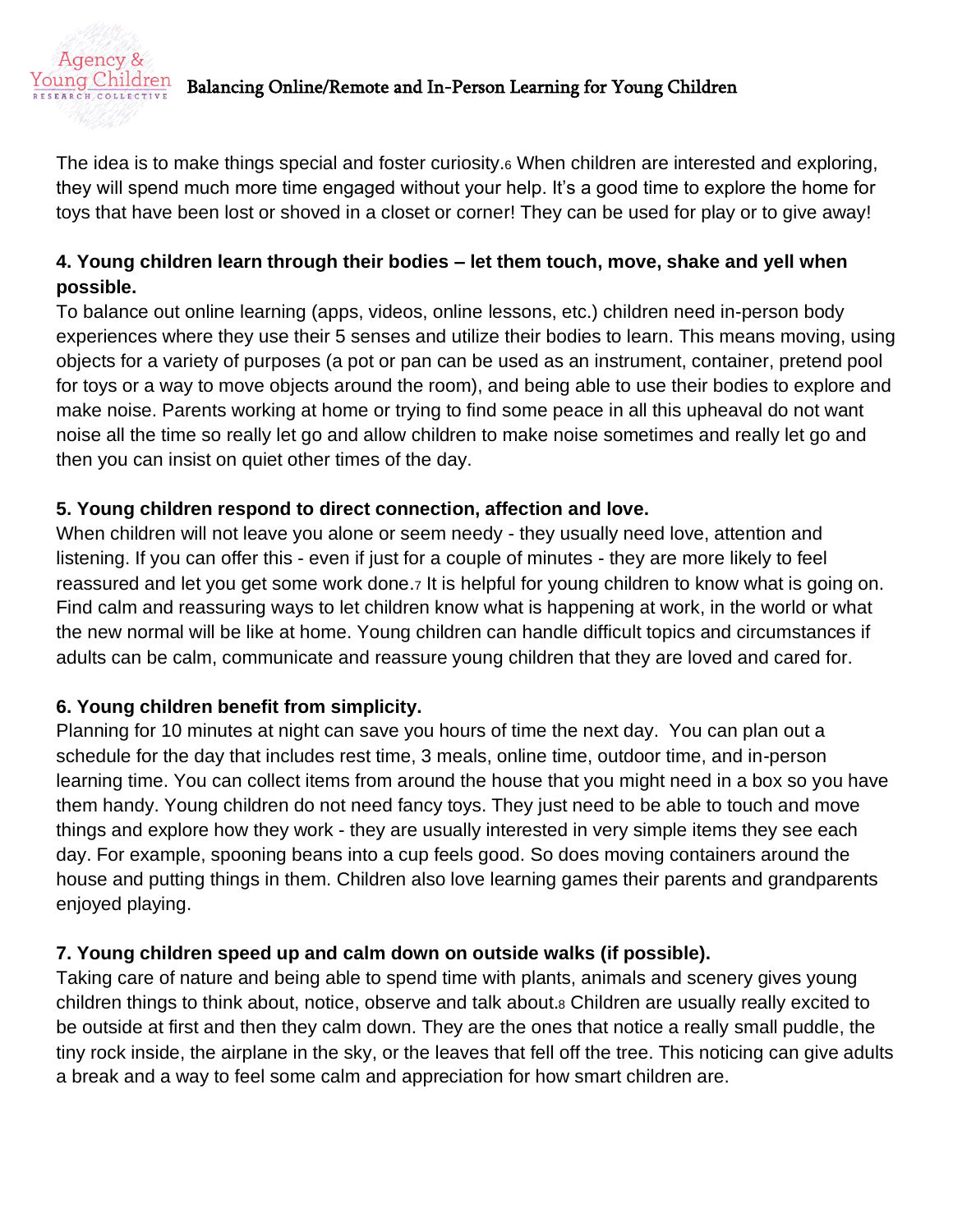The idea is to make things special and foster curiosity.[6] When children are interested and exploring, they will spend much more time engaged without your help. It's a good time to explore the home for toys that have been lost or shoved in a closet or corner! They can be used for play or to give away!

**4. Young children learn through their bodies – let them touch, move, shake and yell when possible.**

To balance out online learning (apps, videos, online lessons, etc.) children need in-person body experiences where they use their 5 senses and utilize their bodies to learn. This means moving, using objects for a variety of purposes (a pot or pan can be used as an instrument, container, pretend pool for toys or a way to move objects around the room), and being able to use their bodies to explore and make noise. Parents working at home or trying to find some peace in all this upheaval do not want noise all the time so really let go and allow children to make noise sometimes and really let go and then you can insist on quiet other times of the day.

**5. Young children respond to direct connection, affection and love.**

When children will not leave you alone or seem needy - they usually need love, attention and listening. If you can offer this - even if just for a couple of minutes - they are more likely to feel reassured and let you get some work done.[7] It is helpful for young children to know what is going on. Find calm and reassuring ways to let children know what is happening at work, in the world or what the new normal will be like at home. Young children can handle difficult topics and circumstances if adults can be calm, communicate and reassure young children that they are loved and cared for.

**6. Young children benefit from simplicity.**

Planning for 10 minutes at night can save you hours of time the next day. You can plan out a schedule for the day that includes rest time, 3 meals, online time, outdoor time, and in-person learning time. You can collect items from around the house that you might need in a box so you have them handy. Young children do not need fancy toys. They just need to be able to touch and move things and explore how they work - they are usually interested in very simple items they see each day. For example, spooning beans into a cup feels good. So does moving containers around the house and putting things in them. Children also love learning games their parents and grandparents enjoyed playing.

**7. Young children speed up and calm down on outside walks (if possible).**

Taking care of nature and being able to spend time with plants, animals and scenery gives young children things to think about, notice, observe and talk about.[8] Children are usually really excited to be outside at first and then they calm down. They are the ones that notice a really small puddle, the tiny rock inside, the airplane in the sky, or the leaves that fell off the tree. This noticing can give adults a break and a way to feel some calm and appreciation for how smart children are.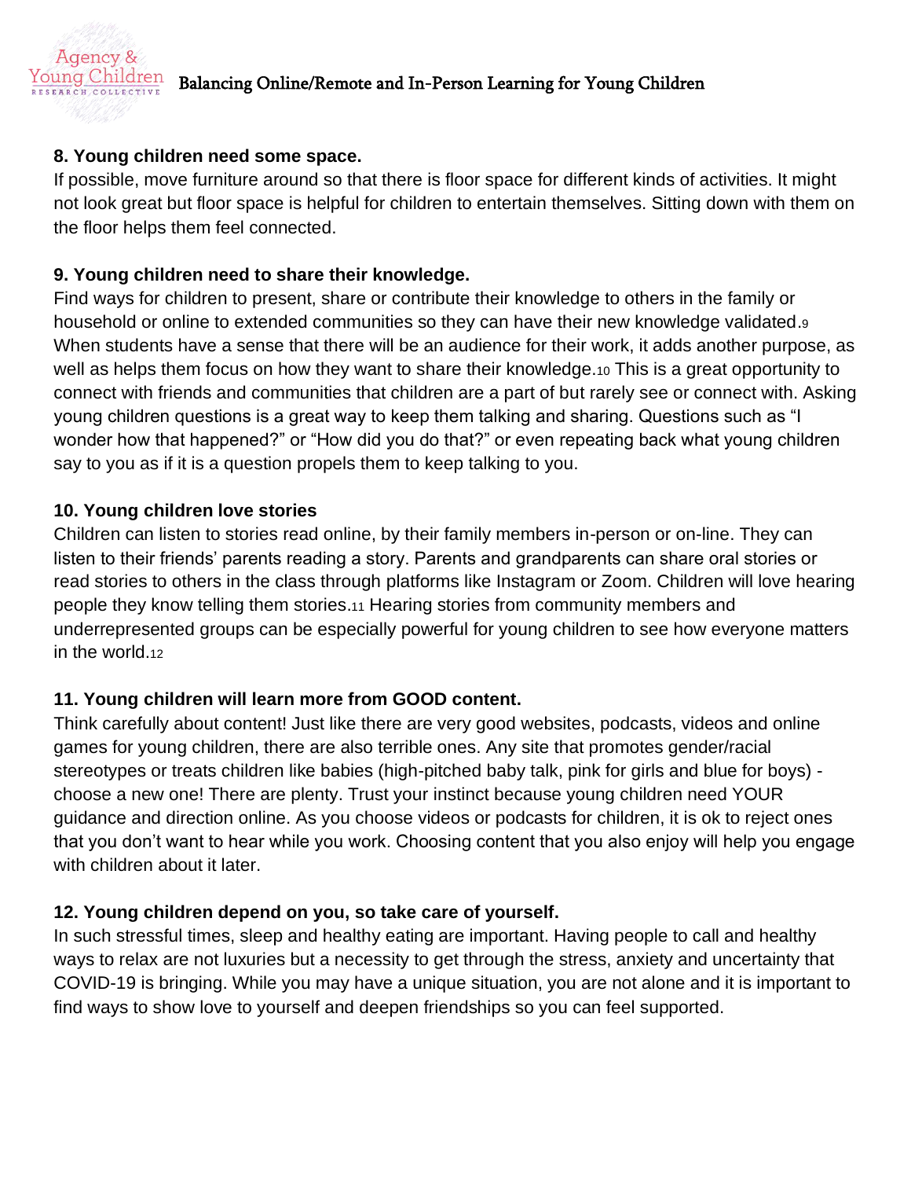**8. Young children need some space.**

If possible, move furniture around so that there is floor space for different kinds of activities. It might not look great but floor space is helpful for children to entertain themselves. Sitting down with them on the floor helps them feel connected.

**9. Young children need to share their knowledge.**

Find ways for children to present, share or contribute their knowledge to others in the family or household or online to extended communities so they can have their new knowledge validated.[9] When students have a sense that there will be an audience for their work, it adds another purpose, as well as helps them focus on how they want to share their knowledge.[10] This is a great opportunity to connect with friends and communities that children are a part of but rarely see or connect with. Asking young children questions is a great way to keep them talking and sharing. Questions such as "I wonder how that happened?" or "How did you do that?" or even repeating back what young children say to you as if it is a question propels them to keep talking to you.

**10. Young children love stories**

Children can listen to stories read online, by their family members in-person or on-line. They can listen to their friends' parents reading a story. Parents and grandparents can share oral stories or read stories to others in the class through platforms like Instagram or Zoom. Children will love hearing people they know telling them stories.[11] Hearing stories from community members and underrepresented groups can be especially powerful for young children to see how everyone matters in the world.[12]

**11. Young children will learn more from GOOD content.**

Think carefully about content! Just like there are very good websites, podcasts, videos and online games for young children, there are also terrible ones. Any site that promotes gender/racial stereotypes or treats children like babies (high-pitched baby talk, pink for girls and blue for boys) - choose a new one! There are plenty. Trust your instinct because young children need YOUR guidance and direction online. As you choose videos or podcasts for children, it is ok to reject ones that you don't want to hear while you work. Choosing content that you also enjoy will help you engage with children about it later.

**12. Young children depend on you, so take care of yourself.**

In such stressful times, sleep and healthy eating are important. Having people to call and healthy ways to relax are not luxuries but a necessity to get through the stress, anxiety and uncertainty that COVID-19 is bringing. While you may have a unique situation, you are not alone and it is important to find ways to show love to yourself and deepen friendships so you can feel supported.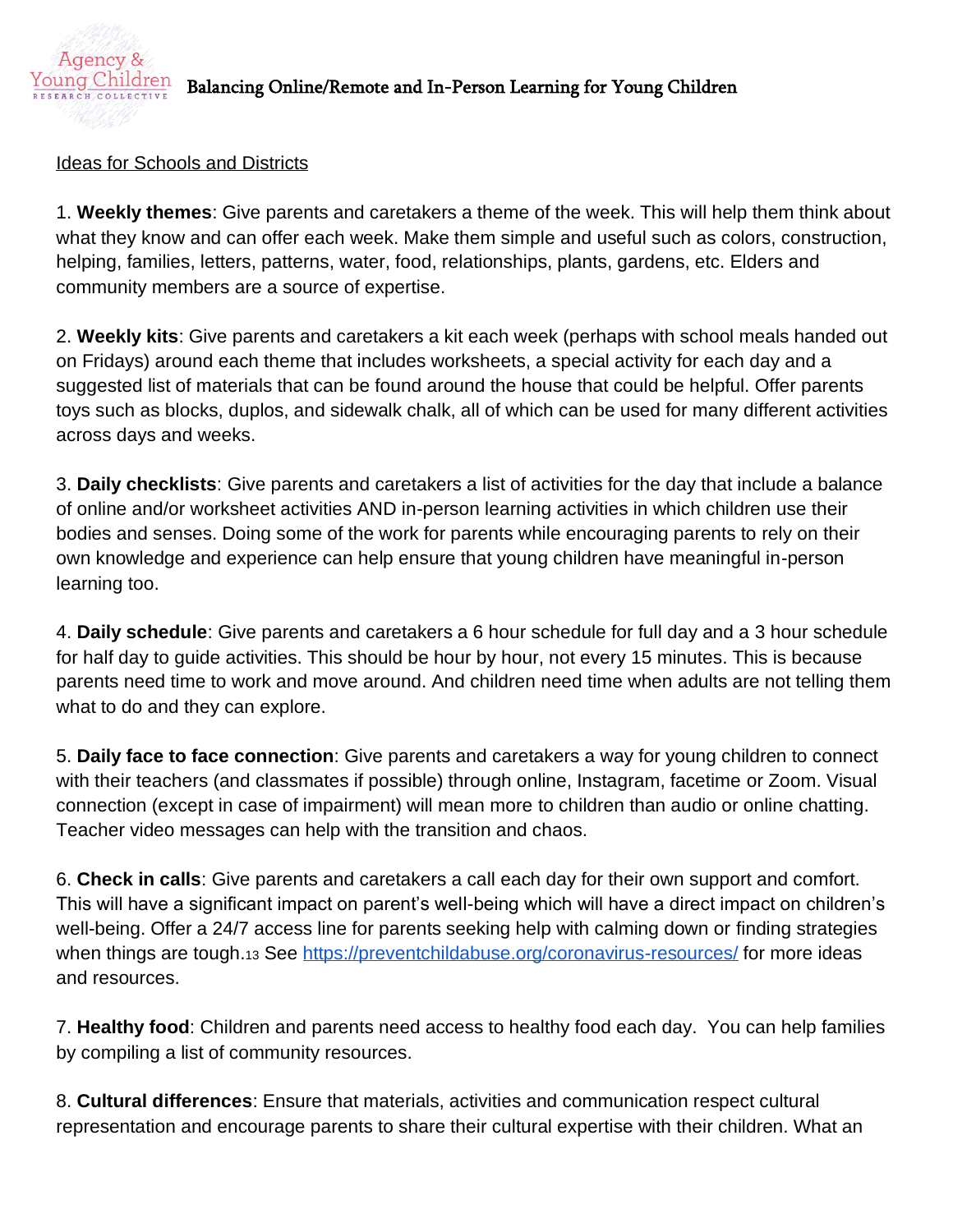Ideas for Schools and Districts

1. **Weekly themes**: Give parents and caretakers a theme of the week. This will help them think about what they know and can offer each week. Make them simple and useful such as colors, construction, helping, families, letters, patterns, water, food, relationships, plants, gardens, etc. Elders and community members are a source of expertise.

2. **Weekly kits**: Give parents and caretakers a kit each week (perhaps with school meals handed out on Fridays) around each theme that includes worksheets, a special activity for each day and a suggested list of materials that can be found around the house that could be helpful. Offer parents toys such as blocks, duplos, and sidewalk chalk, all of which can be used for many different activities across days and weeks.

3. **Daily checklists**: Give parents and caretakers a list of activities for the day that include a balance of online and/or worksheet activities AND in-person learning activities in which children use their bodies and senses. Doing some of the work for parents while encouraging parents to rely on their own knowledge and experience can help ensure that young children have meaningful in-person learning too.

4. **Daily schedule**: Give parents and caretakers a 6 hour schedule for full day and a 3 hour schedule for half day to guide activities. This should be hour by hour, not every 15 minutes. This is because parents need time to work and move around. And children need time when adults are not telling them what to do and they can explore.

5. **Daily face to face connection**: Give parents and caretakers a way for young children to connect with their teachers (and classmates if possible) through online, Instagram, facetime or Zoom. Visual connection (except in case of impairment) will mean more to children than audio or online chatting. Teacher video messages can help with the transition and chaos.

6. **Check in calls**: Give parents and caretakers a call each day for their own support and comfort. This will have a significant impact on parent's well-being which will have a direct impact on children's well-being. Offer a 24/7 access line for parents seeking help with calming down or finding strategies when things are tough.[13] See https://preventchildabuse.org/coronavirus-resources/ for more ideas and resources.

7. **Healthy food**: Children and parents need access to healthy food each day. You can help families by compiling a list of community resources.

8. **Cultural differences**: Ensure that materials, activities and communication respect cultural representation and encourage parents to share their cultural expertise with their children. What an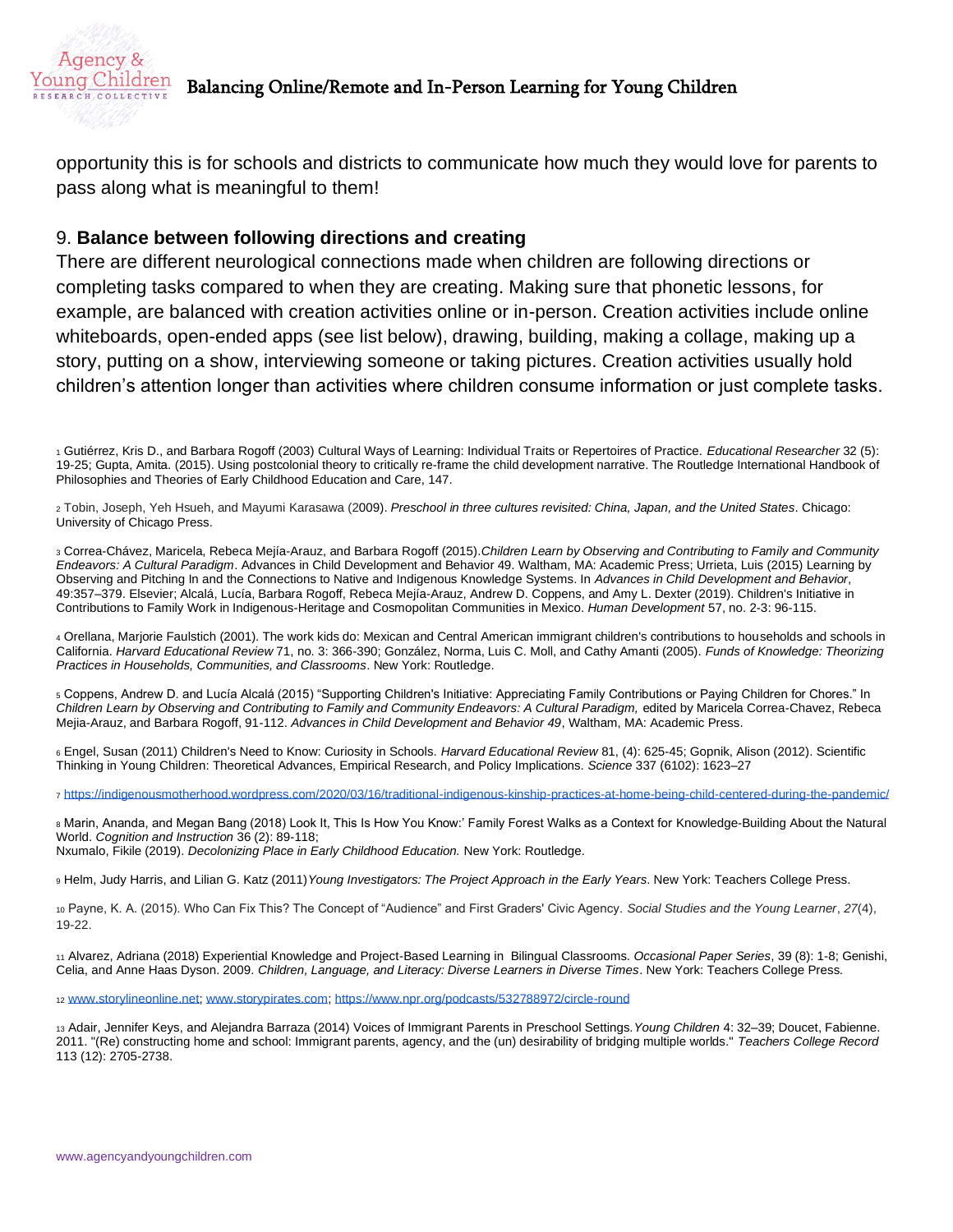opportunity this is for schools and districts to communicate how much they would love for parents to pass along what is meaningful to them!

9. **Balance between following directions and creating**

There are different neurological connections made when children are following directions or completing tasks compared to when they are creating. Making sure that phonetic lessons, for example, are balanced with creation activities online or in-person. Creation activities include online whiteboards, open-ended apps (see list below), drawing, building, making a collage, making up a story, putting on a show, interviewing someone or taking pictures. Creation activities usually hold children's attention longer than activities where children consume information or just complete tasks.

[1] Gutiérrez, Kris D., and Barbara Rogoff (2003) Cultural Ways of Learning: Individual Traits or Repertoires of Practice. *Educational Researcher* 32 (5): 19-25; Gupta, Amita. (2015). Using postcolonial theory to critically re-frame the child development narrative. The Routledge International Handbook of Philosophies and Theories of Early Childhood Education and Care, 147.

[2] Tobin, Joseph, Yeh Hsueh, and Mayumi Karasawa (2009). *Preschool in three cultures revisited: China, Japan, and the United States*. Chicago: University of Chicago Press.

[3] Correa-Chávez, Maricela, Rebeca Mejía-Arauz, and Barbara Rogoff (2015).*Children Learn by Observing and Contributing to Family and Community Endeavors: A Cultural Paradigm*. Advances in Child Development and Behavior 49. Waltham, MA: Academic Press; Urrieta, Luis (2015) Learning by Observing and Pitching In and the Connections to Native and Indigenous Knowledge Systems. In *Advances in Child Development and Behavior*, 49:357–379. Elsevier; Alcalá, Lucía, Barbara Rogoff, Rebeca Mejía-Arauz, Andrew D. Coppens, and Amy L. Dexter (2019). Children's Initiative in Contributions to Family Work in Indigenous-Heritage and Cosmopolitan Communities in Mexico. *Human Development* 57, no. 2-3: 96-115.

[4] Orellana, Marjorie Faulstich (2001). The work kids do: Mexican and Central American immigrant children's contributions to households and schools in California. *Harvard Educational Review* 71, no. 3: 366-390; González, Norma, Luis C. Moll, and Cathy Amanti (2005). *Funds of Knowledge: Theorizing Practices in Households, Communities, and Classrooms*. New York: Routledge.

[5] Coppens, Andrew D. and Lucía Alcalá (2015) "Supporting Children's Initiative: Appreciating Family Contributions or Paying Children for Chores." In *Children Learn by Observing and Contributing to Family and Community Endeavors: A Cultural Paradigm,* edited by Maricela Correa-Chavez, Rebeca Mejia-Arauz, and Barbara Rogoff, 91-112. *Advances in Child Development and Behavior 49*, Waltham, MA: Academic Press.

[6] Engel, Susan (2011) Children's Need to Know: Curiosity in Schools. *Harvard Educational Review* 81, (4): 625-45; Gopnik, Alison (2012). Scientific Thinking in Young Children: Theoretical Advances, Empirical Research, and Policy Implications. *Science* 337 (6102): 1623–27

[7] https://indigenousmotherhood.wordpress.com/2020/03/16/traditional-indigenous-kinship-practices-at-home-being-child-centered-during-the-pandemic/

[8] Marin, Ananda, and Megan Bang (2018) Look It, This Is How You Know:' Family Forest Walks as a Context for Knowledge-Building About the Natural World. *Cognition and Instruction* 36 (2): 89-118;
Nxumalo, Fikile (2019). *Decolonizing Place in Early Childhood Education.* New York: Routledge.

[9] Helm, Judy Harris, and Lilian G. Katz (2011)*Young Investigators: The Project Approach in the Early Years*. New York: Teachers College Press.

[10] Payne, K. A. (2015). Who Can Fix This? The Concept of "Audience" and First Graders' Civic Agency. *Social Studies and the Young Learner*, *27*(4), 19-22.

[11] Alvarez, Adriana (2018) Experiential Knowledge and Project-Based Learning in Bilingual Classrooms. *Occasional Paper Series*, 39 (8): 1-8; Genishi, Celia, and Anne Haas Dyson. 2009. *Children, Language, and Literacy: Diverse Learners in Diverse Times*. New York: Teachers College Press.

[12] www.storylineonline.net; www.storypirates.com; https://www.npr.org/podcasts/532788972/circle-round

[13] Adair, Jennifer Keys, and Alejandra Barraza (2014) Voices of Immigrant Parents in Preschool Settings.*Young Children* 4: 32–39; Doucet, Fabienne. 2011. "(Re) constructing home and school: Immigrant parents, agency, and the (un) desirability of bridging multiple worlds." *Teachers College Record* 113 (12): 2705-2738.